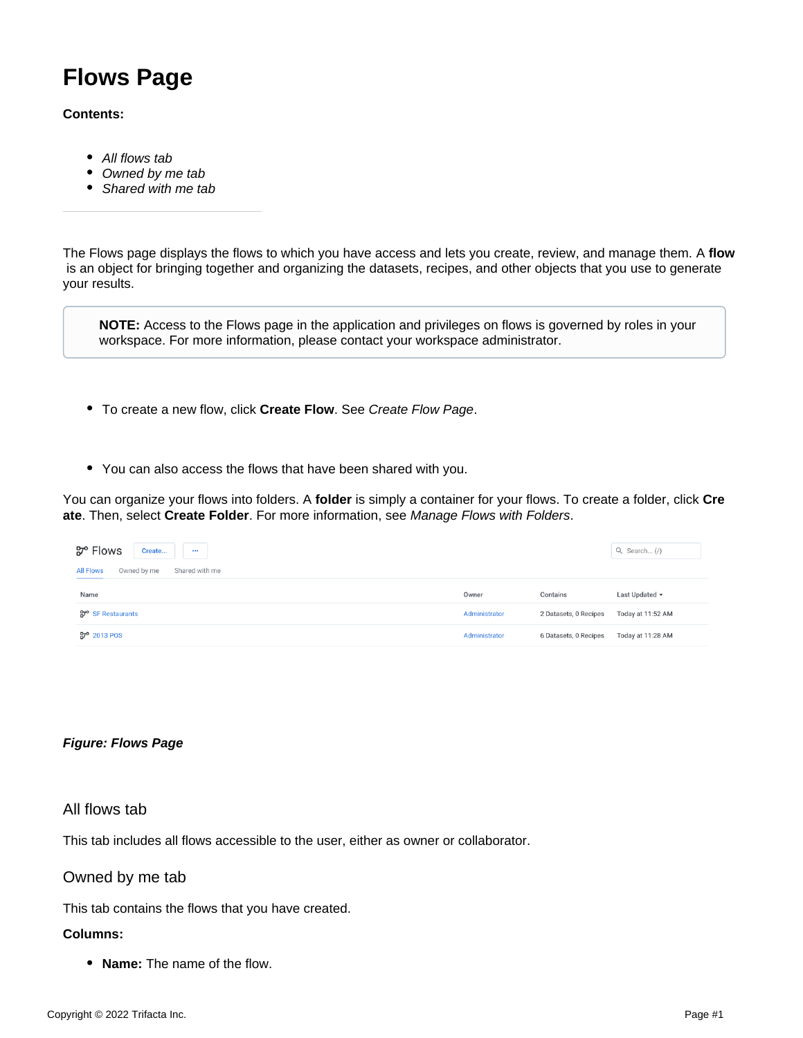# Flows Page

**Contents:**

- *All flows tab*
- *Owned by me tab*
- *Shared with me tab*

---

The Flows page displays the flows to which you have access and lets you create, review, and manage them. A **flow** is an object for bringing together and organizing the datasets, recipes, and other objects that you use to generate your results.

> **NOTE:** Access to the Flows page in the application and privileges on flows is governed by roles in your workspace. For more information, please contact your workspace administrator.

- To create a new flow, click **Create Flow**. See *Create Flow Page*.

- You can also access the flows that have been shared with you.

You can organize your flows into folders. A **folder** is simply a container for your flows. To create a folder, click **Create**. Then, select **Create Folder**. For more information, see *Manage Flows with Folders*.

***Figure: Flows Page***

## All flows tab

This tab includes all flows accessible to the user, either as owner or collaborator.

## Owned by me tab

This tab contains the flows that you have created.

**Columns:**

- **Name:** The name of the flow.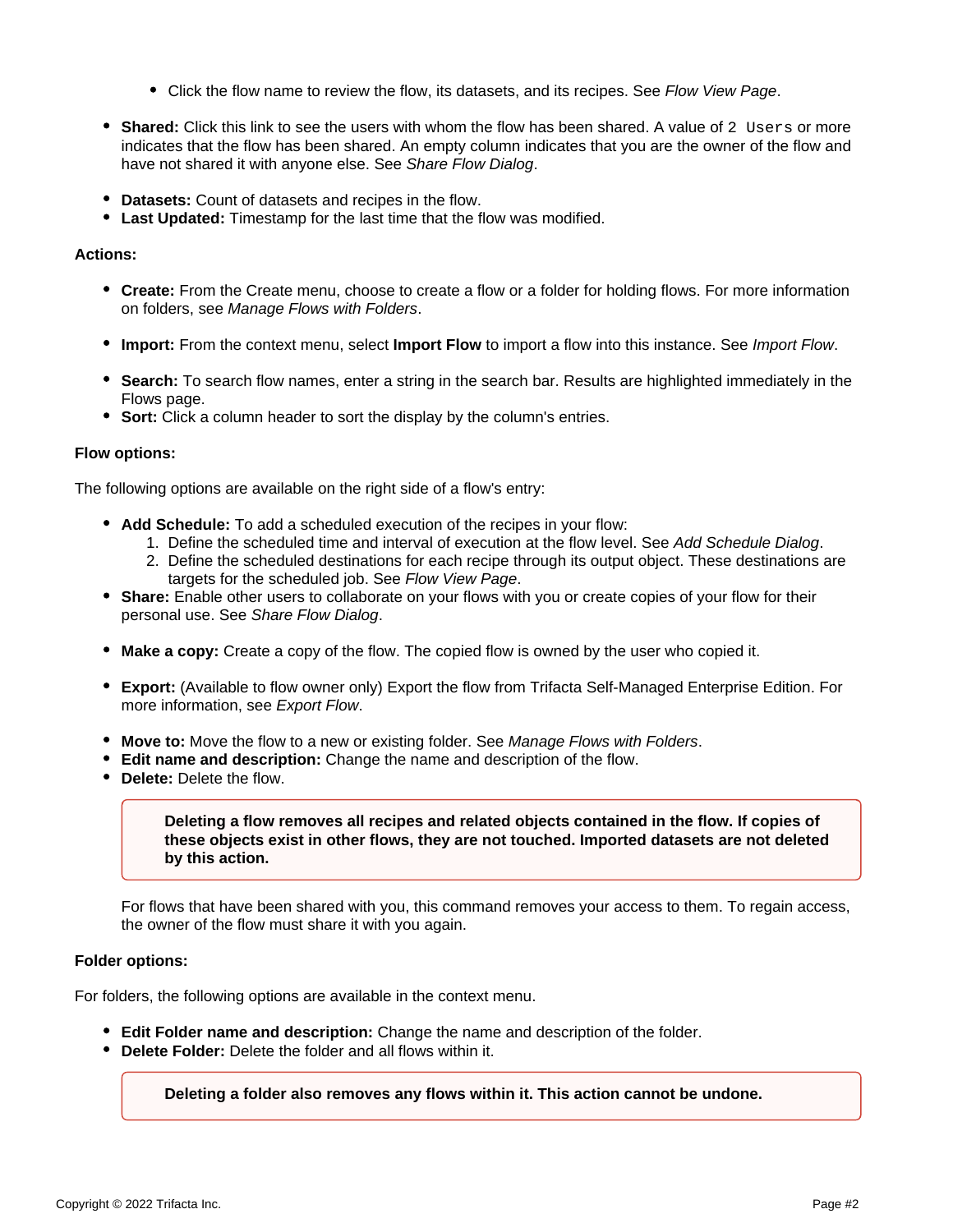- Click the flow name to review the flow, its datasets, and its recipes. See *Flow View Page*.

- **Shared:** Click this link to see the users with whom the flow has been shared. A value of `2 Users` or more indicates that the flow has been shared. An empty column indicates that you are the owner of the flow and have not shared it with anyone else. See *Share Flow Dialog*.

- **Datasets:** Count of datasets and recipes in the flow.
- **Last Updated:** Timestamp for the last time that the flow was modified.

**Actions:**

- **Create:** From the Create menu, choose to create a flow or a folder for holding flows. For more information on folders, see *Manage Flows with Folders*.

- **Import:** From the context menu, select **Import Flow** to import a flow into this instance. See *Import Flow*.

- **Search:** To search flow names, enter a string in the search bar. Results are highlighted immediately in the Flows page.
- **Sort:** Click a column header to sort the display by the column's entries.

**Flow options:**

The following options are available on the right side of a flow's entry:

- **Add Schedule:** To add a scheduled execution of the recipes in your flow:
  1. Define the scheduled time and interval of execution at the flow level. See *Add Schedule Dialog*.
  2. Define the scheduled destinations for each recipe through its output object. These destinations are targets for the scheduled job. See *Flow View Page*.
- **Share:** Enable other users to collaborate on your flows with you or create copies of your flow for their personal use. See *Share Flow Dialog*.

- **Make a copy:** Create a copy of the flow. The copied flow is owned by the user who copied it.

- **Export:** (Available to flow owner only) Export the flow from Trifacta Self-Managed Enterprise Edition. For more information, see *Export Flow*.

- **Move to:** Move the flow to a new or existing folder. See *Manage Flows with Folders*.
- **Edit name and description:** Change the name and description of the flow.
- **Delete:** Delete the flow.

  > **Deleting a flow removes all recipes and related objects contained in the flow. If copies of these objects exist in other flows, they are not touched. Imported datasets are not deleted by this action.**

  For flows that have been shared with you, this command removes your access to them. To regain access, the owner of the flow must share it with you again.

**Folder options:**

For folders, the following options are available in the context menu.

- **Edit Folder name and description:** Change the name and description of the folder.
- **Delete Folder:** Delete the folder and all flows within it.

  > **Deleting a folder also removes any flows within it. This action cannot be undone.**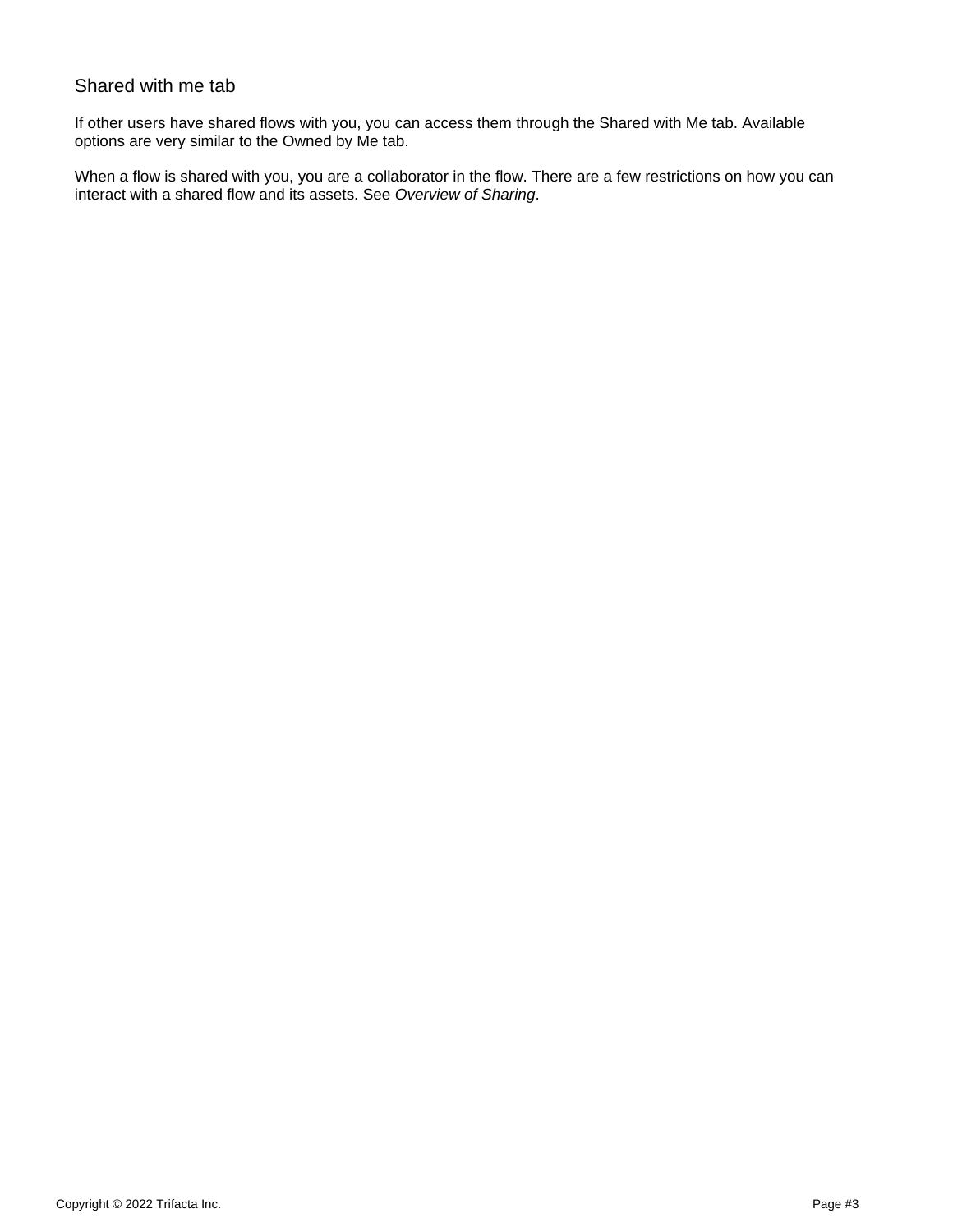### Shared with me tab

If other users have shared flows with you, you can access them through the Shared with Me tab. Available options are very similar to the Owned by Me tab.

When a flow is shared with you, you are a collaborator in the flow. There are a few restrictions on how you can interact with a shared flow and its assets. See *Overview of Sharing*.